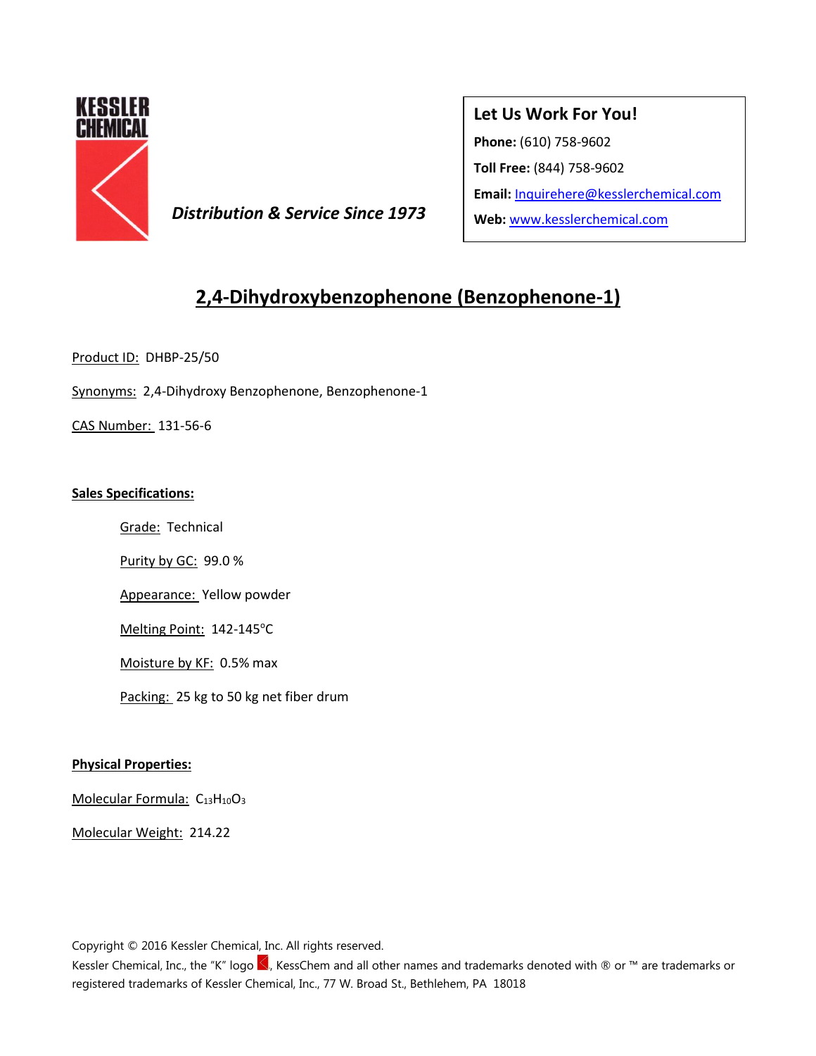KESSLER CHEMICAL

*Distribution & Service Since 1973*

**Let Us Work For You!**

**Phone:** (610) 758-9602

**Toll Free:** (844) 758-9602

**Email:** Inquirehere@kesslerchemical.com

**Web:** www.kesslerchemical.com

# 2,4-Dihydroxybenzophenone (Benzophenone-1)

Product ID: DHBP-25/50

Synonyms: 2,4-Dihydroxy Benzophenone, Benzophenone-1

CAS Number: 131-56-6

**Sales Specifications:**

- Grade: Technical
- Purity by GC: 99.0 %
- Appearance: Yellow powder
- Melting Point: 142-145°C
- Moisture by KF: 0.5% max
- Packing: 25 kg to 50 kg net fiber drum

**Physical Properties:**

Molecular Formula: $C_{13}H_{10}O_3$

Molecular Weight: 214.22

Copyright © 2016 Kessler Chemical, Inc. All rights reserved.
Kessler Chemical, Inc., the "K" logo, KessChem and all other names and trademarks denoted with ® or ™ are trademarks or registered trademarks of Kessler Chemical, Inc., 77 W. Broad St., Bethlehem, PA 18018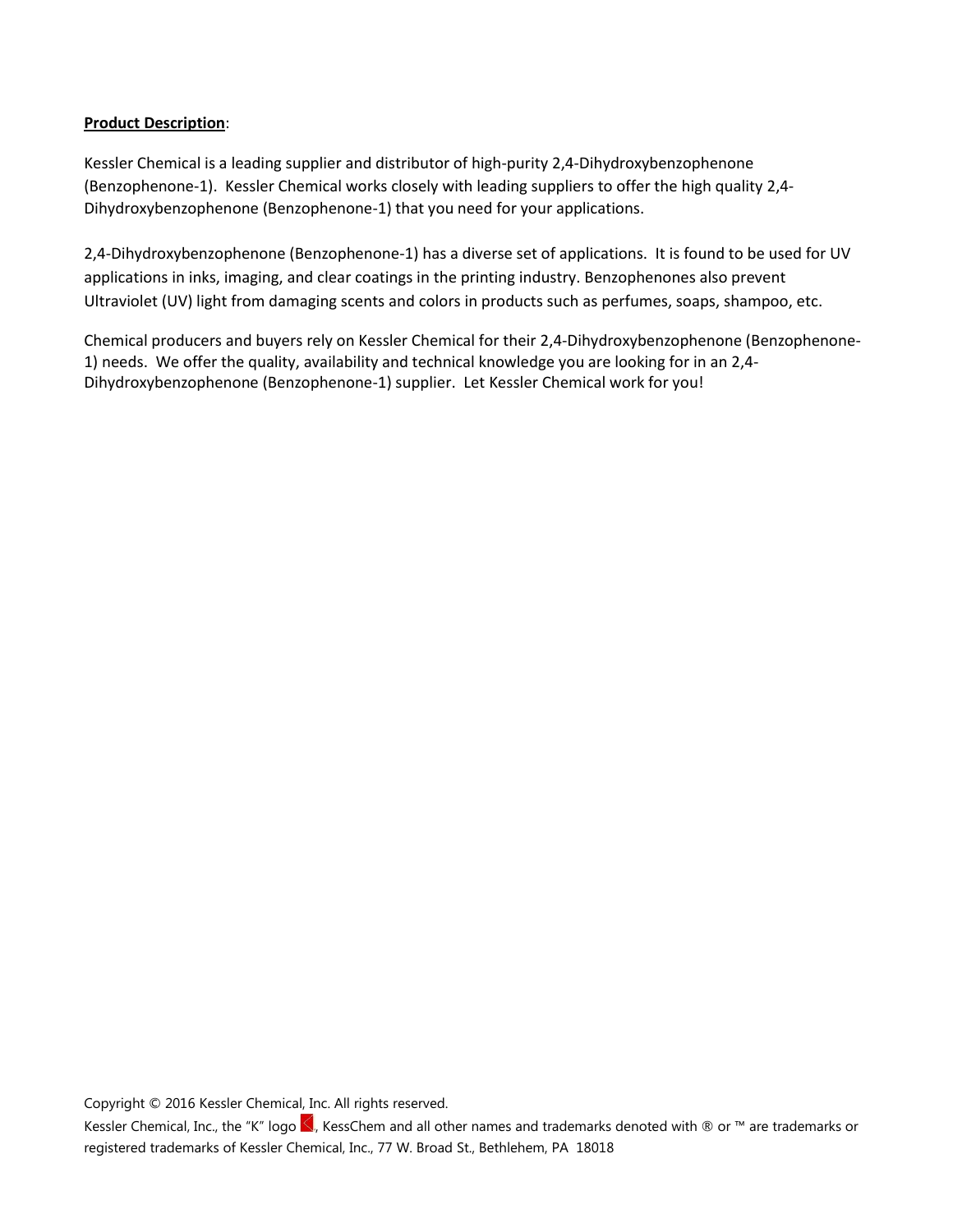**Product Description**:

Kessler Chemical is a leading supplier and distributor of high-purity 2,4-Dihydroxybenzophenone (Benzophenone-1). Kessler Chemical works closely with leading suppliers to offer the high quality 2,4-Dihydroxybenzophenone (Benzophenone-1) that you need for your applications.

2,4-Dihydroxybenzophenone (Benzophenone-1) has a diverse set of applications. It is found to be used for UV applications in inks, imaging, and clear coatings in the printing industry. Benzophenones also prevent Ultraviolet (UV) light from damaging scents and colors in products such as perfumes, soaps, shampoo, etc.

Chemical producers and buyers rely on Kessler Chemical for their 2,4-Dihydroxybenzophenone (Benzophenone-1) needs. We offer the quality, availability and technical knowledge you are looking for in an 2,4-Dihydroxybenzophenone (Benzophenone-1) supplier. Let Kessler Chemical work for you!

Copyright © 2016 Kessler Chemical, Inc. All rights reserved.
Kessler Chemical, Inc., the "K" logo, KessChem and all other names and trademarks denoted with ® or ™ are trademarks or registered trademarks of Kessler Chemical, Inc., 77 W. Broad St., Bethlehem, PA 18018